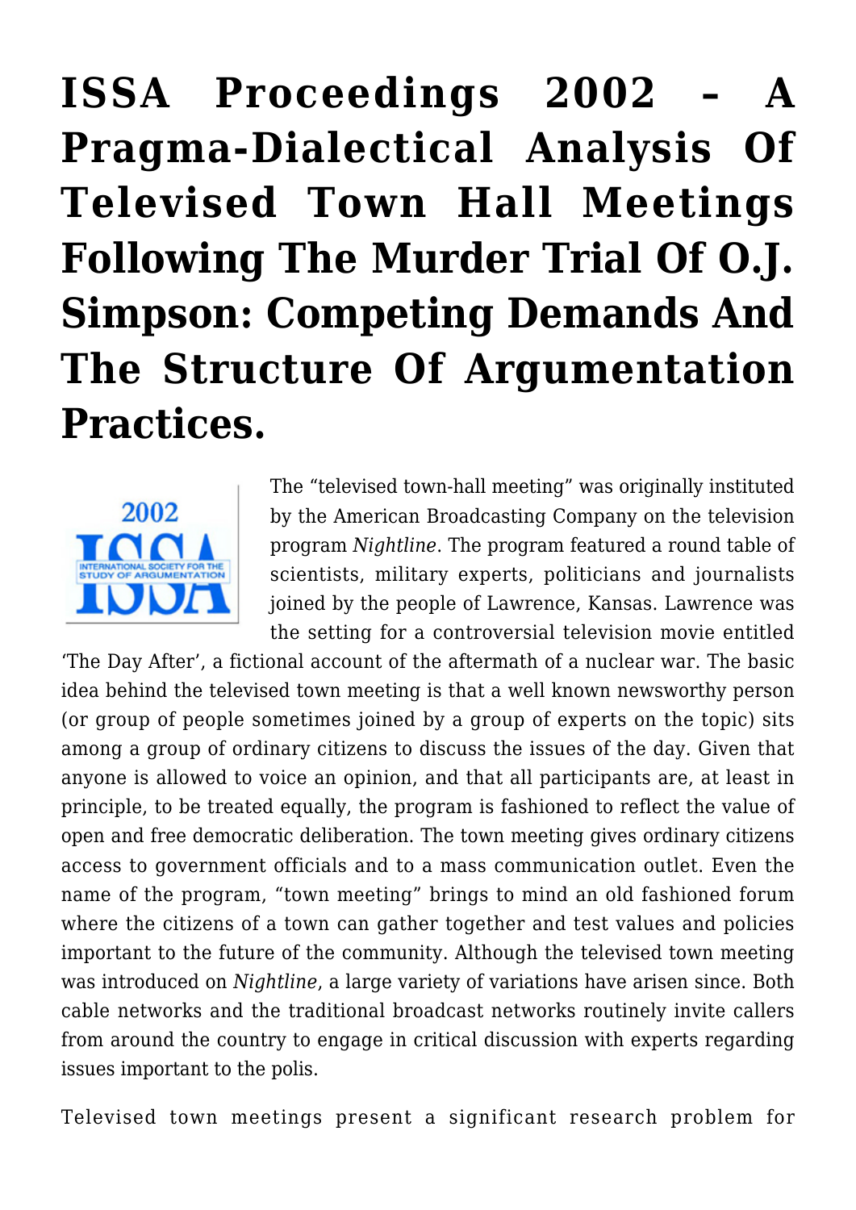# ISSA Proceedings 2002 – A Pragma-Dialectical Analysis Of Televised Town Hall Meetings Following The Murder Trial Of O.J. Simpson: Competing Demands And The Structure Of Argumentation Practices.

The "televised town-hall meeting" was originally instituted by the American Broadcasting Company on the television program *Nightline*. The program featured a round table of scientists, military experts, politicians and journalists joined by the people of Lawrence, Kansas. Lawrence was the setting for a controversial television movie entitled 'The Day After', a fictional account of the aftermath of a nuclear war. The basic idea behind the televised town meeting is that a well known newsworthy person (or group of people sometimes joined by a group of experts on the topic) sits among a group of ordinary citizens to discuss the issues of the day. Given that anyone is allowed to voice an opinion, and that all participants are, at least in principle, to be treated equally, the program is fashioned to reflect the value of open and free democratic deliberation. The town meeting gives ordinary citizens access to government officials and to a mass communication outlet. Even the name of the program, "town meeting" brings to mind an old fashioned forum where the citizens of a town can gather together and test values and policies important to the future of the community. Although the televised town meeting was introduced on *Nightline*, a large variety of variations have arisen since. Both cable networks and the traditional broadcast networks routinely invite callers from around the country to engage in critical discussion with experts regarding issues important to the polis.

Televised town meetings present a significant research problem for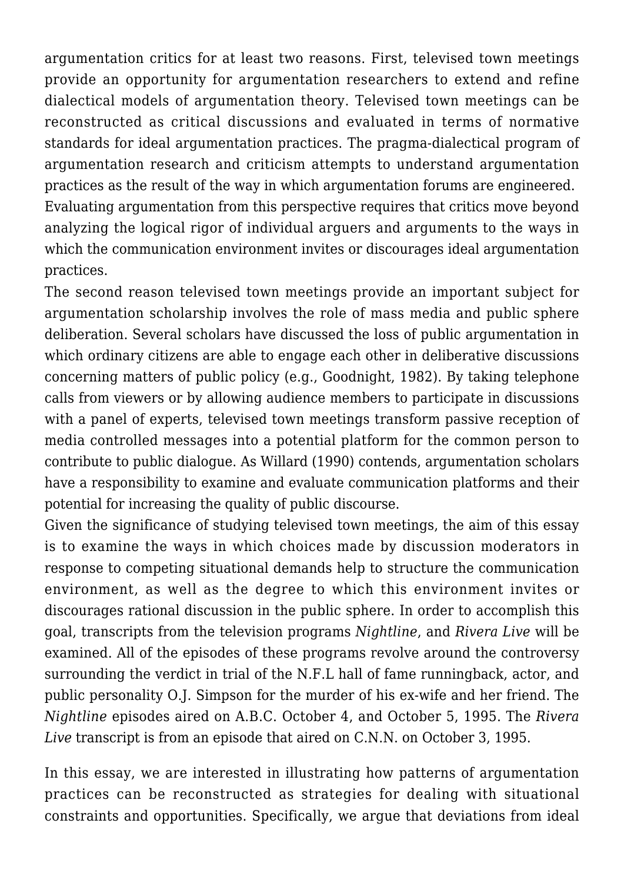argumentation critics for at least two reasons. First, televised town meetings provide an opportunity for argumentation researchers to extend and refine dialectical models of argumentation theory. Televised town meetings can be reconstructed as critical discussions and evaluated in terms of normative standards for ideal argumentation practices. The pragma-dialectical program of argumentation research and criticism attempts to understand argumentation practices as the result of the way in which argumentation forums are engineered. Evaluating argumentation from this perspective requires that critics move beyond analyzing the logical rigor of individual arguers and arguments to the ways in which the communication environment invites or discourages ideal argumentation practices.

The second reason televised town meetings provide an important subject for argumentation scholarship involves the role of mass media and public sphere deliberation. Several scholars have discussed the loss of public argumentation in which ordinary citizens are able to engage each other in deliberative discussions concerning matters of public policy (e.g., Goodnight, 1982). By taking telephone calls from viewers or by allowing audience members to participate in discussions with a panel of experts, televised town meetings transform passive reception of media controlled messages into a potential platform for the common person to contribute to public dialogue. As Willard (1990) contends, argumentation scholars have a responsibility to examine and evaluate communication platforms and their potential for increasing the quality of public discourse.

Given the significance of studying televised town meetings, the aim of this essay is to examine the ways in which choices made by discussion moderators in response to competing situational demands help to structure the communication environment, as well as the degree to which this environment invites or discourages rational discussion in the public sphere. In order to accomplish this goal, transcripts from the television programs *Nightline*, and *Rivera Live* will be examined. All of the episodes of these programs revolve around the controversy surrounding the verdict in trial of the N.F.L hall of fame runningback, actor, and public personality O.J. Simpson for the murder of his ex-wife and her friend. The *Nightline* episodes aired on A.B.C. October 4, and October 5, 1995. The *Rivera Live* transcript is from an episode that aired on C.N.N. on October 3, 1995.

In this essay, we are interested in illustrating how patterns of argumentation practices can be reconstructed as strategies for dealing with situational constraints and opportunities. Specifically, we argue that deviations from ideal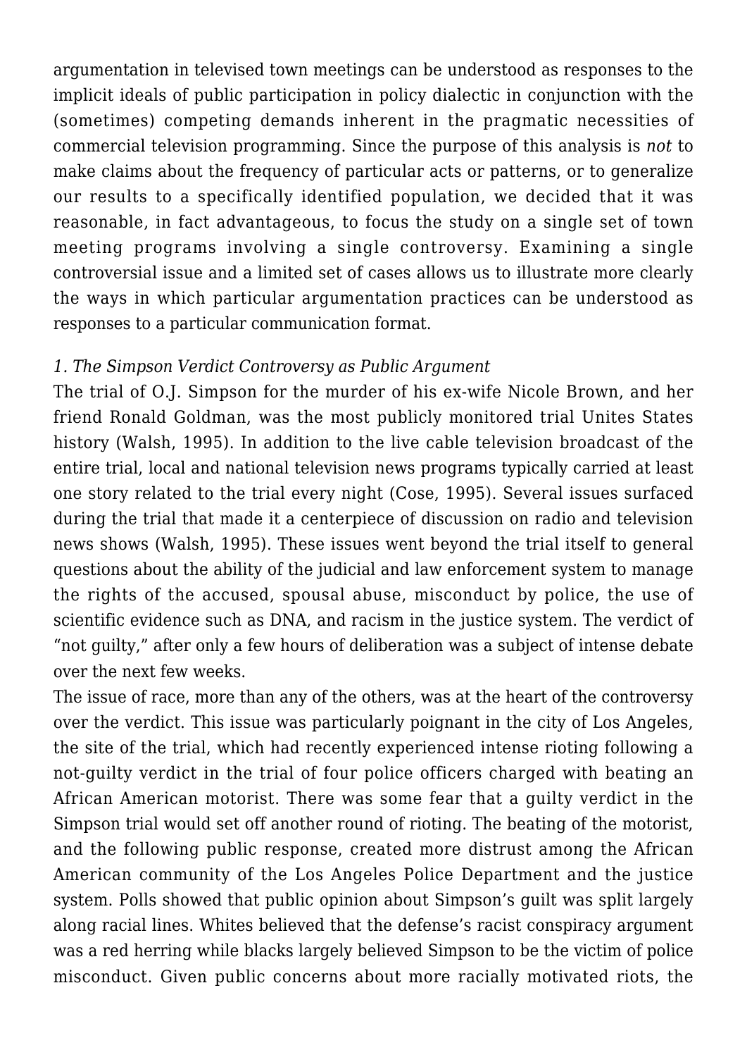argumentation in televised town meetings can be understood as responses to the implicit ideals of public participation in policy dialectic in conjunction with the (sometimes) competing demands inherent in the pragmatic necessities of commercial television programming. Since the purpose of this analysis is *not* to make claims about the frequency of particular acts or patterns, or to generalize our results to a specifically identified population, we decided that it was reasonable, in fact advantageous, to focus the study on a single set of town meeting programs involving a single controversy. Examining a single controversial issue and a limited set of cases allows us to illustrate more clearly the ways in which particular argumentation practices can be understood as responses to a particular communication format.

*1. The Simpson Verdict Controversy as Public Argument*

The trial of O.J. Simpson for the murder of his ex-wife Nicole Brown, and her friend Ronald Goldman, was the most publicly monitored trial Unites States history (Walsh, 1995). In addition to the live cable television broadcast of the entire trial, local and national television news programs typically carried at least one story related to the trial every night (Cose, 1995). Several issues surfaced during the trial that made it a centerpiece of discussion on radio and television news shows (Walsh, 1995). These issues went beyond the trial itself to general questions about the ability of the judicial and law enforcement system to manage the rights of the accused, spousal abuse, misconduct by police, the use of scientific evidence such as DNA, and racism in the justice system. The verdict of "not guilty," after only a few hours of deliberation was a subject of intense debate over the next few weeks.

The issue of race, more than any of the others, was at the heart of the controversy over the verdict. This issue was particularly poignant in the city of Los Angeles, the site of the trial, which had recently experienced intense rioting following a not-guilty verdict in the trial of four police officers charged with beating an African American motorist. There was some fear that a guilty verdict in the Simpson trial would set off another round of rioting. The beating of the motorist, and the following public response, created more distrust among the African American community of the Los Angeles Police Department and the justice system. Polls showed that public opinion about Simpson's guilt was split largely along racial lines. Whites believed that the defense's racist conspiracy argument was a red herring while blacks largely believed Simpson to be the victim of police misconduct. Given public concerns about more racially motivated riots, the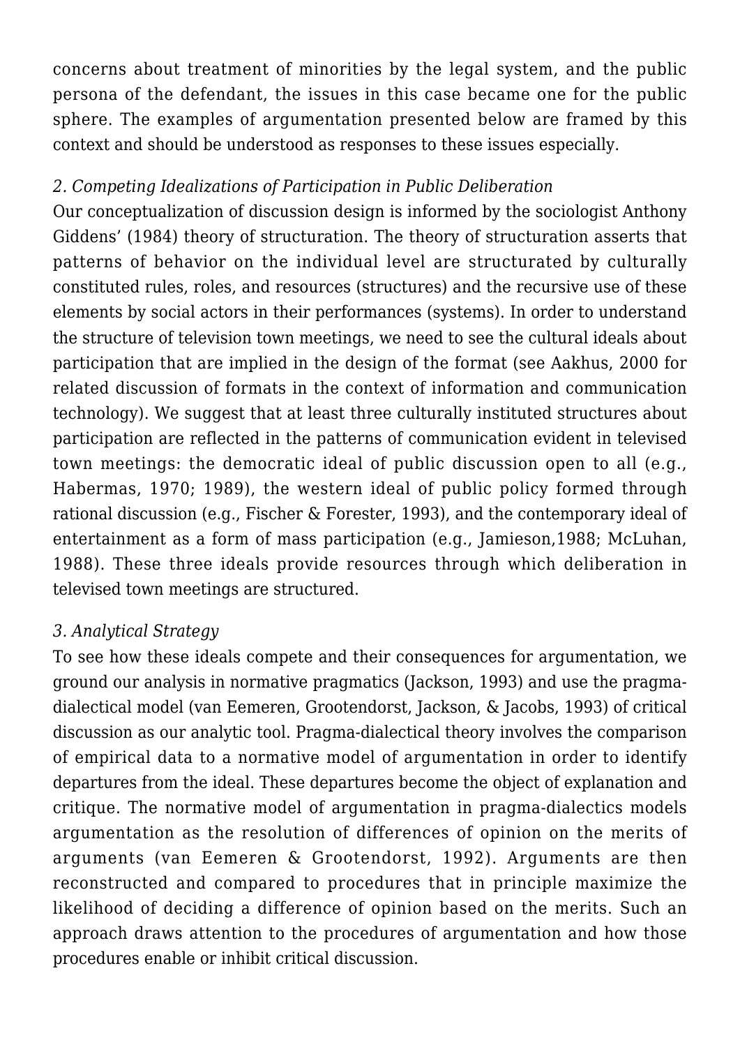concerns about treatment of minorities by the legal system, and the public persona of the defendant, the issues in this case became one for the public sphere. The examples of argumentation presented below are framed by this context and should be understood as responses to these issues especially.

### *2. Competing Idealizations of Participation in Public Deliberation*

Our conceptualization of discussion design is informed by the sociologist Anthony Giddens' (1984) theory of structuration. The theory of structuration asserts that patterns of behavior on the individual level are structurated by culturally constituted rules, roles, and resources (structures) and the recursive use of these elements by social actors in their performances (systems). In order to understand the structure of television town meetings, we need to see the cultural ideals about participation that are implied in the design of the format (see Aakhus, 2000 for related discussion of formats in the context of information and communication technology). We suggest that at least three culturally instituted structures about participation are reflected in the patterns of communication evident in televised town meetings: the democratic ideal of public discussion open to all (e.g., Habermas, 1970; 1989), the western ideal of public policy formed through rational discussion (e.g., Fischer & Forester, 1993), and the contemporary ideal of entertainment as a form of mass participation (e.g., Jamieson,1988; McLuhan, 1988). These three ideals provide resources through which deliberation in televised town meetings are structured.

### *3. Analytical Strategy*

To see how these ideals compete and their consequences for argumentation, we ground our analysis in normative pragmatics (Jackson, 1993) and use the pragma-dialectical model (van Eemeren, Grootendorst, Jackson, & Jacobs, 1993) of critical discussion as our analytic tool. Pragma-dialectical theory involves the comparison of empirical data to a normative model of argumentation in order to identify departures from the ideal. These departures become the object of explanation and critique. The normative model of argumentation in pragma-dialectics models argumentation as the resolution of differences of opinion on the merits of arguments (van Eemeren & Grootendorst, 1992). Arguments are then reconstructed and compared to procedures that in principle maximize the likelihood of deciding a difference of opinion based on the merits. Such an approach draws attention to the procedures of argumentation and how those procedures enable or inhibit critical discussion.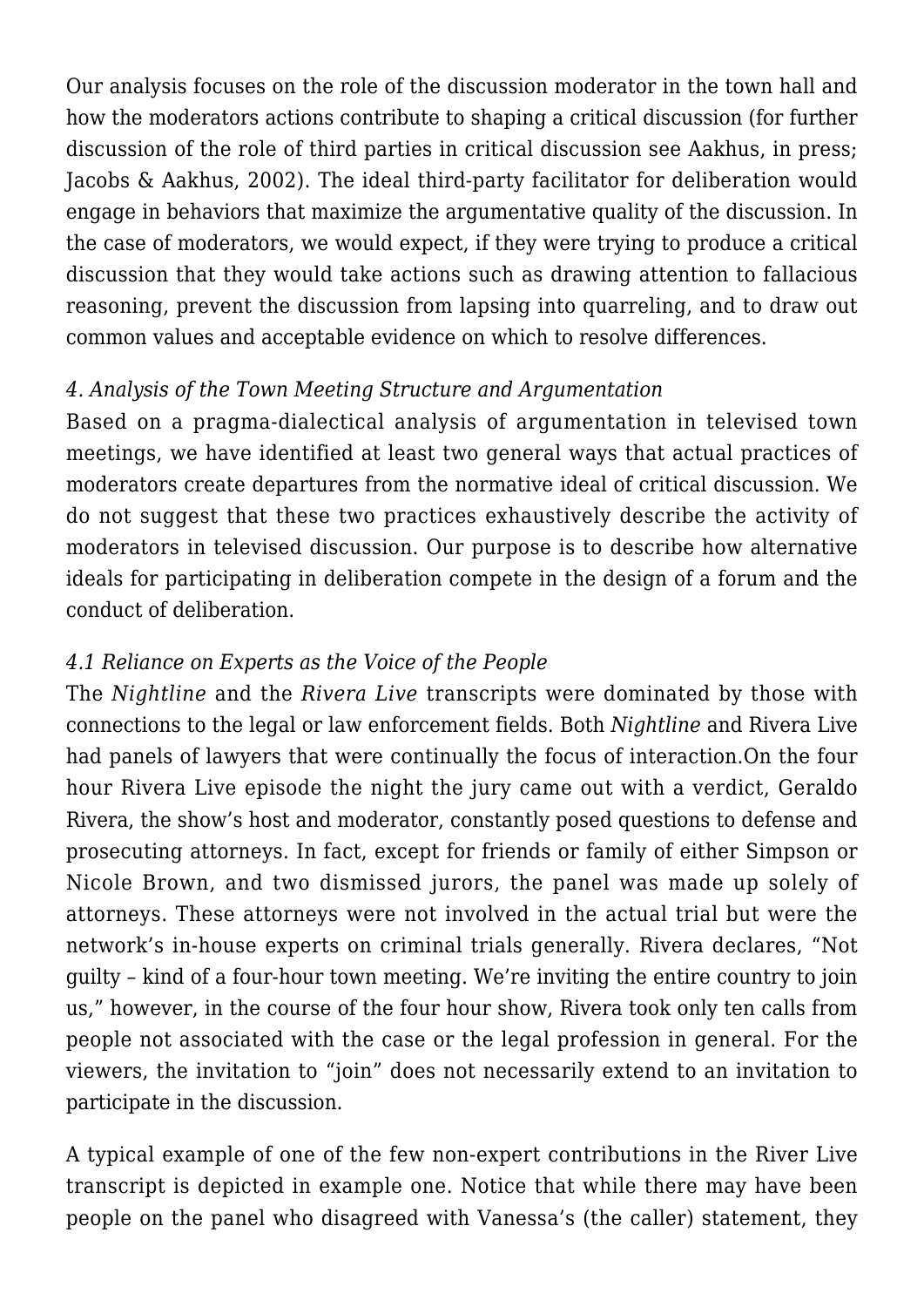Our analysis focuses on the role of the discussion moderator in the town hall and how the moderators actions contribute to shaping a critical discussion (for further discussion of the role of third parties in critical discussion see Aakhus, in press; Jacobs & Aakhus, 2002). The ideal third-party facilitator for deliberation would engage in behaviors that maximize the argumentative quality of the discussion. In the case of moderators, we would expect, if they were trying to produce a critical discussion that they would take actions such as drawing attention to fallacious reasoning, prevent the discussion from lapsing into quarreling, and to draw out common values and acceptable evidence on which to resolve differences.

### *4. Analysis of the Town Meeting Structure and Argumentation*

Based on a pragma-dialectical analysis of argumentation in televised town meetings, we have identified at least two general ways that actual practices of moderators create departures from the normative ideal of critical discussion. We do not suggest that these two practices exhaustively describe the activity of moderators in televised discussion. Our purpose is to describe how alternative ideals for participating in deliberation compete in the design of a forum and the conduct of deliberation.

#### *4.1 Reliance on Experts as the Voice of the People*

The *Nightline* and the *Rivera Live* transcripts were dominated by those with connections to the legal or law enforcement fields. Both *Nightline* and Rivera Live had panels of lawyers that were continually the focus of interaction.On the four hour Rivera Live episode the night the jury came out with a verdict, Geraldo Rivera, the show's host and moderator, constantly posed questions to defense and prosecuting attorneys. In fact, except for friends or family of either Simpson or Nicole Brown, and two dismissed jurors, the panel was made up solely of attorneys. These attorneys were not involved in the actual trial but were the network's in-house experts on criminal trials generally. Rivera declares, "Not guilty – kind of a four-hour town meeting. We're inviting the entire country to join us," however, in the course of the four hour show, Rivera took only ten calls from people not associated with the case or the legal profession in general. For the viewers, the invitation to "join" does not necessarily extend to an invitation to participate in the discussion.

A typical example of one of the few non-expert contributions in the River Live transcript is depicted in example one. Notice that while there may have been people on the panel who disagreed with Vanessa's (the caller) statement, they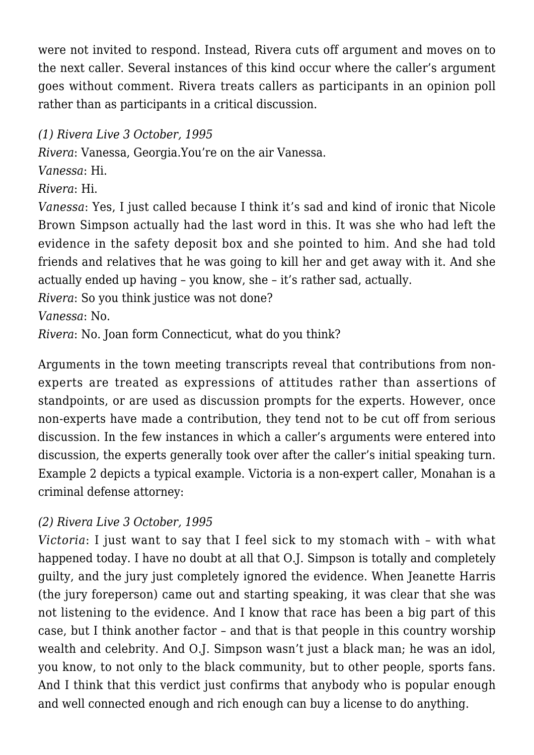were not invited to respond. Instead, Rivera cuts off argument and moves on to the next caller. Several instances of this kind occur where the caller's argument goes without comment. Rivera treats callers as participants in an opinion poll rather than as participants in a critical discussion.

*(1) Rivera Live 3 October, 1995*
*Rivera*: Vanessa, Georgia.You're on the air Vanessa.
*Vanessa*: Hi.
*Rivera*: Hi.
*Vanessa*: Yes, I just called because I think it's sad and kind of ironic that Nicole Brown Simpson actually had the last word in this. It was she who had left the evidence in the safety deposit box and she pointed to him. And she had told friends and relatives that he was going to kill her and get away with it. And she actually ended up having – you know, she – it's rather sad, actually.
*Rivera*: So you think justice was not done?
*Vanessa*: No.
*Rivera*: No. Joan form Connecticut, what do you think?

Arguments in the town meeting transcripts reveal that contributions from non-experts are treated as expressions of attitudes rather than assertions of standpoints, or are used as discussion prompts for the experts. However, once non-experts have made a contribution, they tend not to be cut off from serious discussion. In the few instances in which a caller's arguments were entered into discussion, the experts generally took over after the caller's initial speaking turn. Example 2 depicts a typical example. Victoria is a non-expert caller, Monahan is a criminal defense attorney:

*(2) Rivera Live 3 October, 1995*
*Victoria*: I just want to say that I feel sick to my stomach with – with what happened today. I have no doubt at all that O.J. Simpson is totally and completely guilty, and the jury just completely ignored the evidence. When Jeanette Harris (the jury foreperson) came out and starting speaking, it was clear that she was not listening to the evidence. And I know that race has been a big part of this case, but I think another factor – and that is that people in this country worship wealth and celebrity. And O.J. Simpson wasn't just a black man; he was an idol, you know, to not only to the black community, but to other people, sports fans. And I think that this verdict just confirms that anybody who is popular enough and well connected enough and rich enough can buy a license to do anything.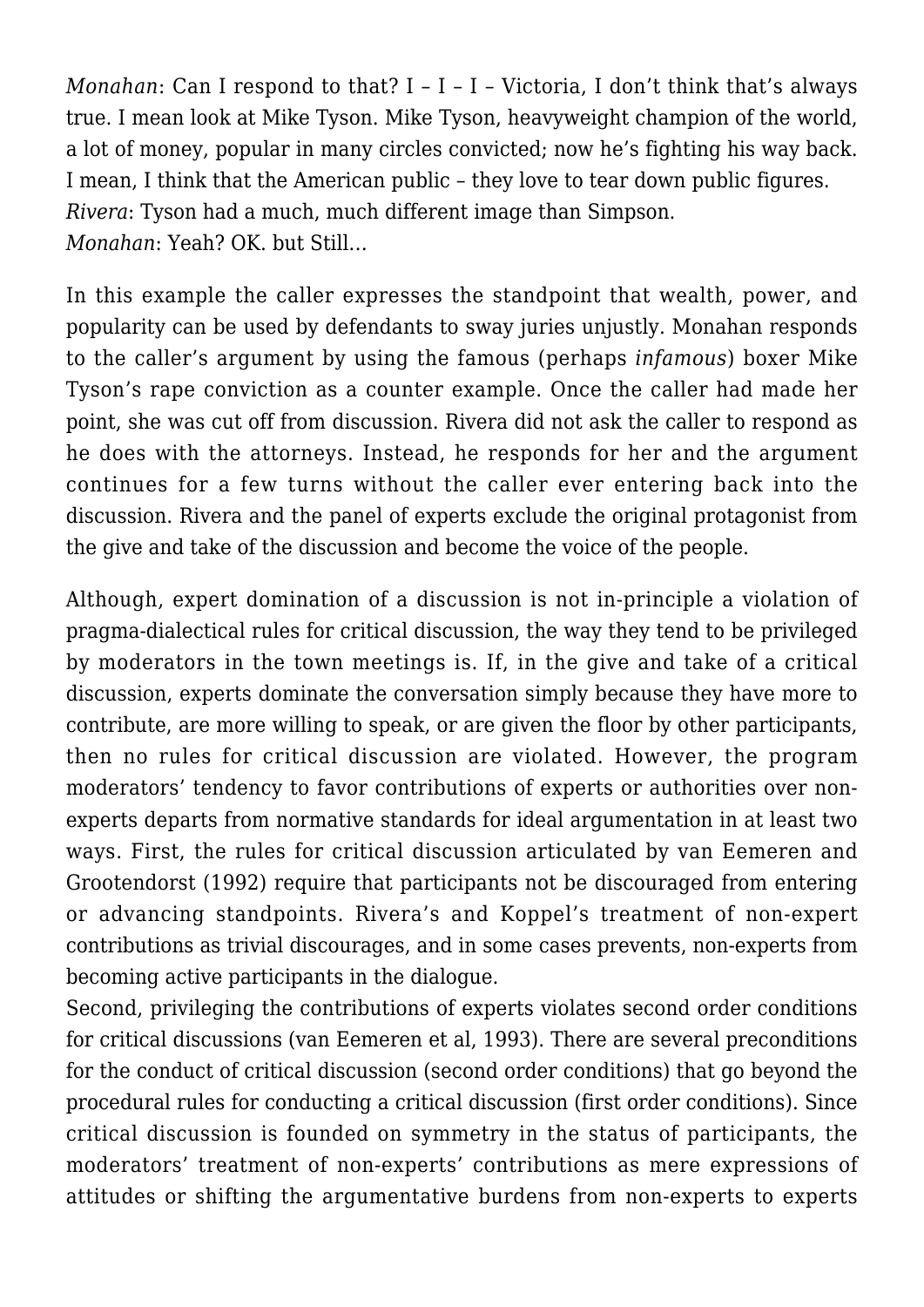*Monahan*: Can I respond to that? I – I – I – Victoria, I don't think that's always true. I mean look at Mike Tyson. Mike Tyson, heavyweight champion of the world, a lot of money, popular in many circles convicted; now he's fighting his way back. I mean, I think that the American public – they love to tear down public figures.
*Rivera*: Tyson had a much, much different image than Simpson.
*Monahan*: Yeah? OK. but Still…

In this example the caller expresses the standpoint that wealth, power, and popularity can be used by defendants to sway juries unjustly. Monahan responds to the caller's argument by using the famous (perhaps *infamous*) boxer Mike Tyson's rape conviction as a counter example. Once the caller had made her point, she was cut off from discussion. Rivera did not ask the caller to respond as he does with the attorneys. Instead, he responds for her and the argument continues for a few turns without the caller ever entering back into the discussion. Rivera and the panel of experts exclude the original protagonist from the give and take of the discussion and become the voice of the people.

Although, expert domination of a discussion is not in-principle a violation of pragma-dialectical rules for critical discussion, the way they tend to be privileged by moderators in the town meetings is. If, in the give and take of a critical discussion, experts dominate the conversation simply because they have more to contribute, are more willing to speak, or are given the floor by other participants, then no rules for critical discussion are violated. However, the program moderators' tendency to favor contributions of experts or authorities over non-experts departs from normative standards for ideal argumentation in at least two ways. First, the rules for critical discussion articulated by van Eemeren and Grootendorst (1992) require that participants not be discouraged from entering or advancing standpoints. Rivera's and Koppel's treatment of non-expert contributions as trivial discourages, and in some cases prevents, non-experts from becoming active participants in the dialogue.

Second, privileging the contributions of experts violates second order conditions for critical discussions (van Eemeren et al, 1993). There are several preconditions for the conduct of critical discussion (second order conditions) that go beyond the procedural rules for conducting a critical discussion (first order conditions). Since critical discussion is founded on symmetry in the status of participants, the moderators' treatment of non-experts' contributions as mere expressions of attitudes or shifting the argumentative burdens from non-experts to experts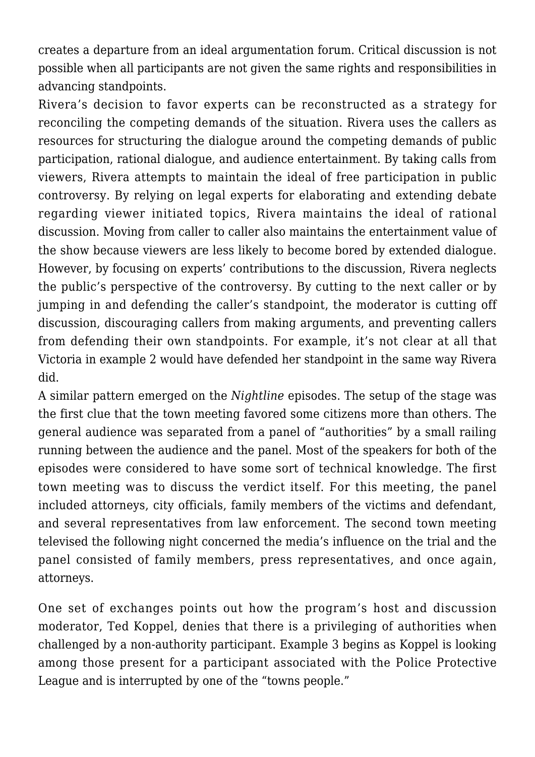creates a departure from an ideal argumentation forum. Critical discussion is not possible when all participants are not given the same rights and responsibilities in advancing standpoints.

Rivera's decision to favor experts can be reconstructed as a strategy for reconciling the competing demands of the situation. Rivera uses the callers as resources for structuring the dialogue around the competing demands of public participation, rational dialogue, and audience entertainment. By taking calls from viewers, Rivera attempts to maintain the ideal of free participation in public controversy. By relying on legal experts for elaborating and extending debate regarding viewer initiated topics, Rivera maintains the ideal of rational discussion. Moving from caller to caller also maintains the entertainment value of the show because viewers are less likely to become bored by extended dialogue. However, by focusing on experts' contributions to the discussion, Rivera neglects the public's perspective of the controversy. By cutting to the next caller or by jumping in and defending the caller's standpoint, the moderator is cutting off discussion, discouraging callers from making arguments, and preventing callers from defending their own standpoints. For example, it's not clear at all that Victoria in example 2 would have defended her standpoint in the same way Rivera did.

A similar pattern emerged on the *Nightline* episodes. The setup of the stage was the first clue that the town meeting favored some citizens more than others. The general audience was separated from a panel of "authorities" by a small railing running between the audience and the panel. Most of the speakers for both of the episodes were considered to have some sort of technical knowledge. The first town meeting was to discuss the verdict itself. For this meeting, the panel included attorneys, city officials, family members of the victims and defendant, and several representatives from law enforcement. The second town meeting televised the following night concerned the media's influence on the trial and the panel consisted of family members, press representatives, and once again, attorneys.

One set of exchanges points out how the program's host and discussion moderator, Ted Koppel, denies that there is a privileging of authorities when challenged by a non-authority participant. Example 3 begins as Koppel is looking among those present for a participant associated with the Police Protective League and is interrupted by one of the "towns people."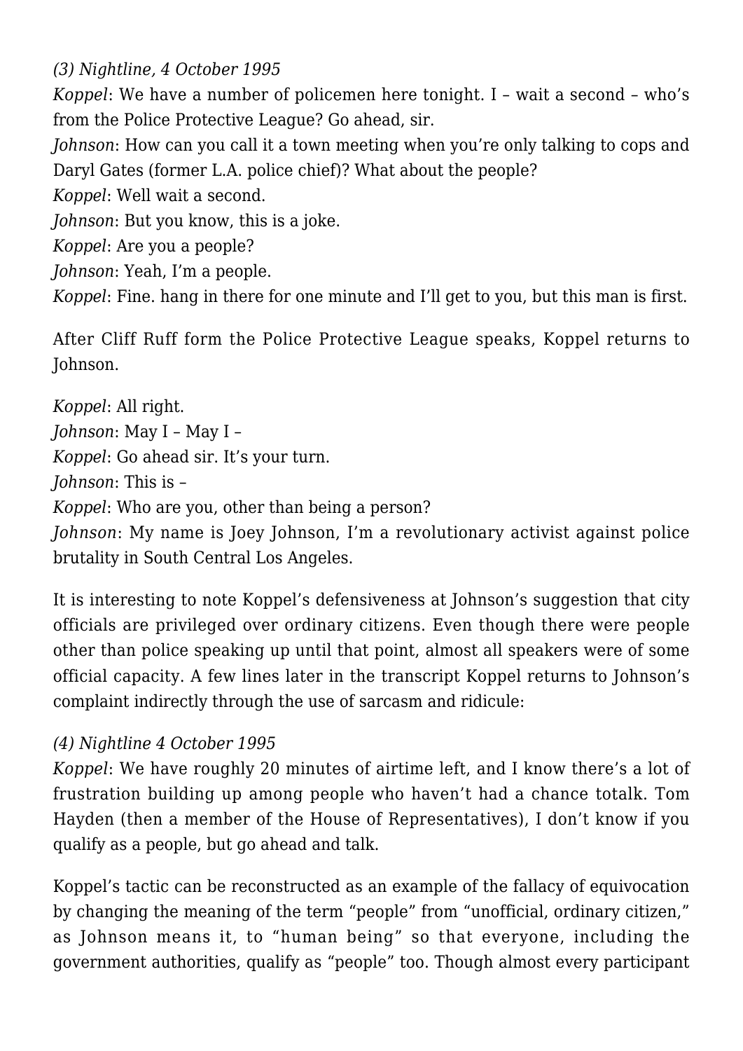*(3) Nightline, 4 October 1995*

*Koppel*: We have a number of policemen here tonight. I – wait a second – who's from the Police Protective League? Go ahead, sir.

*Johnson*: How can you call it a town meeting when you're only talking to cops and Daryl Gates (former L.A. police chief)? What about the people?

*Koppel*: Well wait a second.

*Johnson*: But you know, this is a joke.

*Koppel*: Are you a people?

*Johnson*: Yeah, I'm a people.

*Koppel*: Fine. hang in there for one minute and I'll get to you, but this man is first.

After Cliff Ruff form the Police Protective League speaks, Koppel returns to Johnson.

*Koppel*: All right.

*Johnson*: May I – May I –

*Koppel*: Go ahead sir. It's your turn.

*Johnson*: This is –

*Koppel*: Who are you, other than being a person?

*Johnson*: My name is Joey Johnson, I'm a revolutionary activist against police brutality in South Central Los Angeles.

It is interesting to note Koppel's defensiveness at Johnson's suggestion that city officials are privileged over ordinary citizens. Even though there were people other than police speaking up until that point, almost all speakers were of some official capacity. A few lines later in the transcript Koppel returns to Johnson's complaint indirectly through the use of sarcasm and ridicule:

*(4) Nightline 4 October 1995*

*Koppel*: We have roughly 20 minutes of airtime left, and I know there's a lot of frustration building up among people who haven't had a chance totalk. Tom Hayden (then a member of the House of Representatives), I don't know if you qualify as a people, but go ahead and talk.

Koppel's tactic can be reconstructed as an example of the fallacy of equivocation by changing the meaning of the term "people" from "unofficial, ordinary citizen," as Johnson means it, to "human being" so that everyone, including the government authorities, qualify as "people" too. Though almost every participant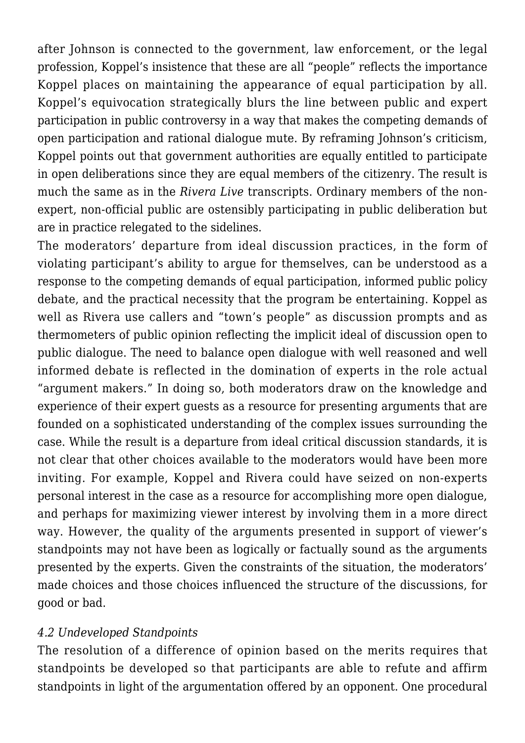after Johnson is connected to the government, law enforcement, or the legal profession, Koppel's insistence that these are all "people" reflects the importance Koppel places on maintaining the appearance of equal participation by all. Koppel's equivocation strategically blurs the line between public and expert participation in public controversy in a way that makes the competing demands of open participation and rational dialogue mute. By reframing Johnson's criticism, Koppel points out that government authorities are equally entitled to participate in open deliberations since they are equal members of the citizenry. The result is much the same as in the *Rivera Live* transcripts. Ordinary members of the non-expert, non-official public are ostensibly participating in public deliberation but are in practice relegated to the sidelines.

The moderators' departure from ideal discussion practices, in the form of violating participant's ability to argue for themselves, can be understood as a response to the competing demands of equal participation, informed public policy debate, and the practical necessity that the program be entertaining. Koppel as well as Rivera use callers and "town's people" as discussion prompts and as thermometers of public opinion reflecting the implicit ideal of discussion open to public dialogue. The need to balance open dialogue with well reasoned and well informed debate is reflected in the domination of experts in the role actual "argument makers." In doing so, both moderators draw on the knowledge and experience of their expert guests as a resource for presenting arguments that are founded on a sophisticated understanding of the complex issues surrounding the case. While the result is a departure from ideal critical discussion standards, it is not clear that other choices available to the moderators would have been more inviting. For example, Koppel and Rivera could have seized on non-experts personal interest in the case as a resource for accomplishing more open dialogue, and perhaps for maximizing viewer interest by involving them in a more direct way. However, the quality of the arguments presented in support of viewer's standpoints may not have been as logically or factually sound as the arguments presented by the experts. Given the constraints of the situation, the moderators' made choices and those choices influenced the structure of the discussions, for good or bad.

### *4.2 Undeveloped Standpoints*

The resolution of a difference of opinion based on the merits requires that standpoints be developed so that participants are able to refute and affirm standpoints in light of the argumentation offered by an opponent. One procedural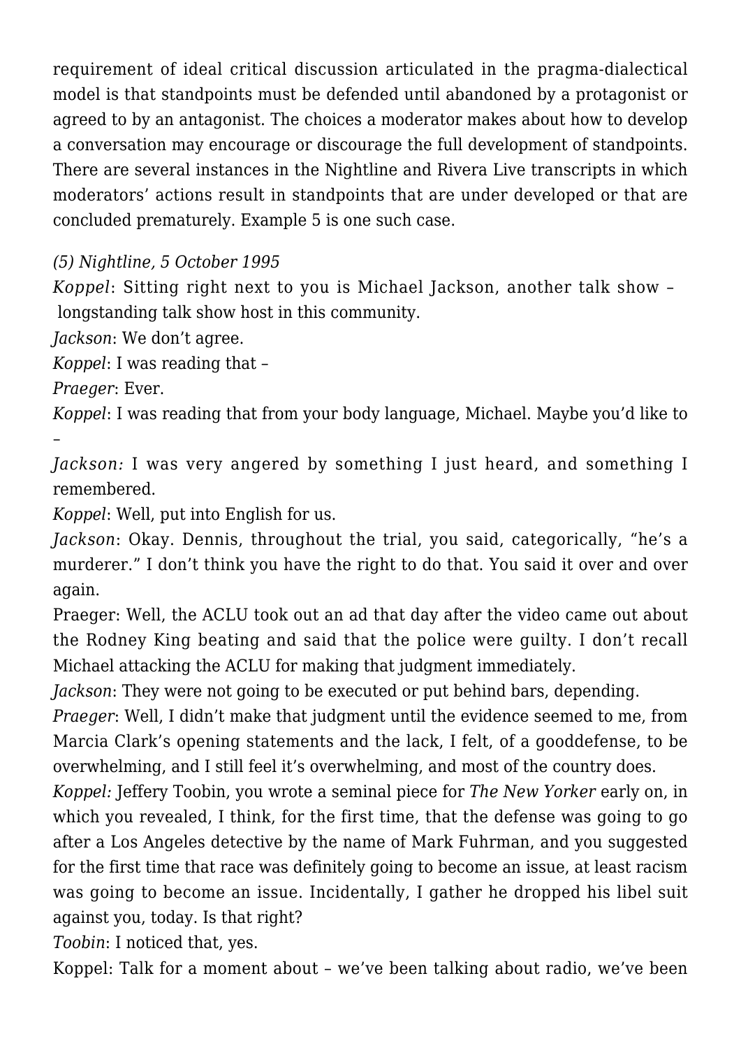requirement of ideal critical discussion articulated in the pragma-dialectical model is that standpoints must be defended until abandoned by a protagonist or agreed to by an antagonist. The choices a moderator makes about how to develop a conversation may encourage or discourage the full development of standpoints. There are several instances in the Nightline and Rivera Live transcripts in which moderators' actions result in standpoints that are under developed or that are concluded prematurely. Example 5 is one such case.

*(5) Nightline, 5 October 1995*

*Koppel*: Sitting right next to you is Michael Jackson, another talk show – longstanding talk show host in this community.

*Jackson*: We don't agree.

*Koppel*: I was reading that –

*Praeger*: Ever.

*Koppel*: I was reading that from your body language, Michael. Maybe you'd like to –

*Jackson:* I was very angered by something I just heard, and something I remembered.

*Koppel*: Well, put into English for us.

*Jackson*: Okay. Dennis, throughout the trial, you said, categorically, "he's a murderer." I don't think you have the right to do that. You said it over and over again.

Praeger: Well, the ACLU took out an ad that day after the video came out about the Rodney King beating and said that the police were guilty. I don't recall Michael attacking the ACLU for making that judgment immediately.

*Jackson*: They were not going to be executed or put behind bars, depending.

*Praeger*: Well, I didn't make that judgment until the evidence seemed to me, from Marcia Clark's opening statements and the lack, I felt, of a gooddefense, to be overwhelming, and I still feel it's overwhelming, and most of the country does.

*Koppel:* Jeffery Toobin, you wrote a seminal piece for *The New Yorker* early on, in which you revealed, I think, for the first time, that the defense was going to go after a Los Angeles detective by the name of Mark Fuhrman, and you suggested for the first time that race was definitely going to become an issue, at least racism was going to become an issue. Incidentally, I gather he dropped his libel suit against you, today. Is that right?

*Toobin*: I noticed that, yes.

Koppel: Talk for a moment about – we've been talking about radio, we've been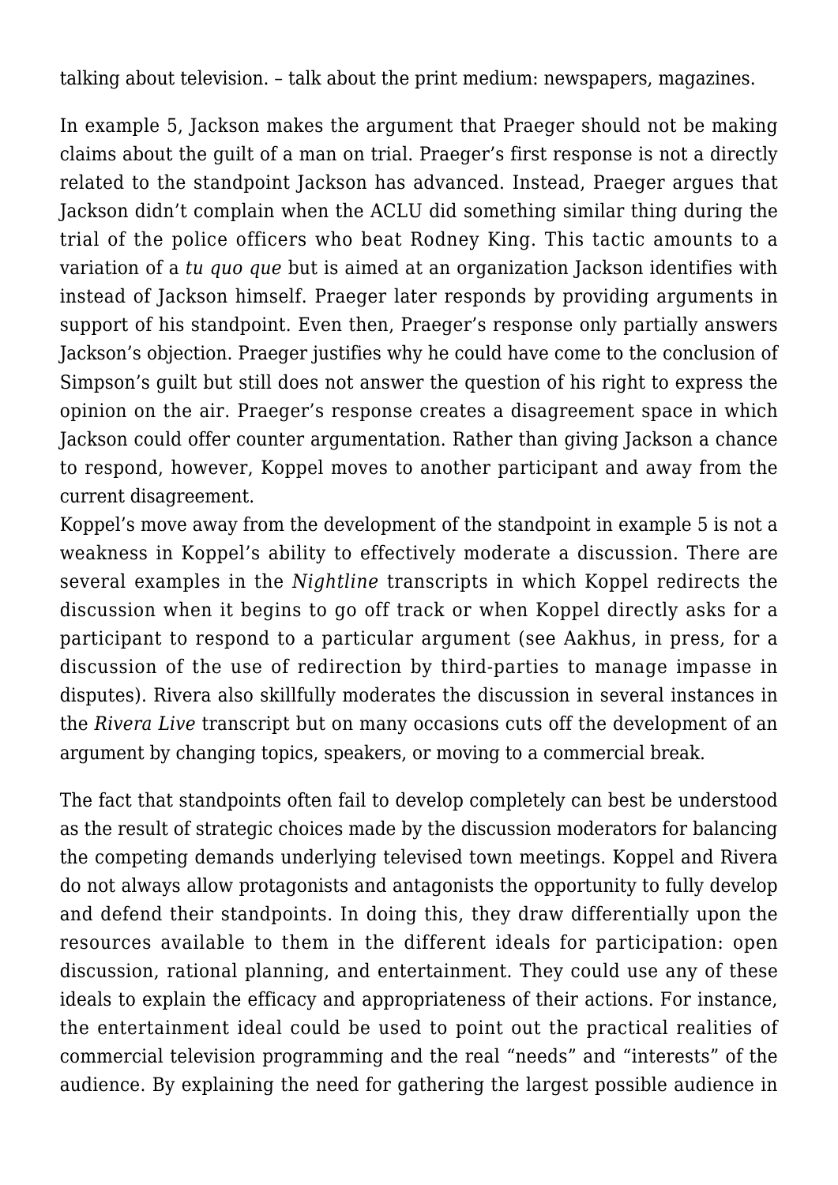talking about television. – talk about the print medium: newspapers, magazines.

In example 5, Jackson makes the argument that Praeger should not be making claims about the guilt of a man on trial. Praeger's first response is not a directly related to the standpoint Jackson has advanced. Instead, Praeger argues that Jackson didn't complain when the ACLU did something similar thing during the trial of the police officers who beat Rodney King. This tactic amounts to a variation of a *tu quo que* but is aimed at an organization Jackson identifies with instead of Jackson himself. Praeger later responds by providing arguments in support of his standpoint. Even then, Praeger's response only partially answers Jackson's objection. Praeger justifies why he could have come to the conclusion of Simpson's guilt but still does not answer the question of his right to express the opinion on the air. Praeger's response creates a disagreement space in which Jackson could offer counter argumentation. Rather than giving Jackson a chance to respond, however, Koppel moves to another participant and away from the current disagreement.

Koppel's move away from the development of the standpoint in example 5 is not a weakness in Koppel's ability to effectively moderate a discussion. There are several examples in the *Nightline* transcripts in which Koppel redirects the discussion when it begins to go off track or when Koppel directly asks for a participant to respond to a particular argument (see Aakhus, in press, for a discussion of the use of redirection by third-parties to manage impasse in disputes). Rivera also skillfully moderates the discussion in several instances in the *Rivera Live* transcript but on many occasions cuts off the development of an argument by changing topics, speakers, or moving to a commercial break.

The fact that standpoints often fail to develop completely can best be understood as the result of strategic choices made by the discussion moderators for balancing the competing demands underlying televised town meetings. Koppel and Rivera do not always allow protagonists and antagonists the opportunity to fully develop and defend their standpoints. In doing this, they draw differentially upon the resources available to them in the different ideals for participation: open discussion, rational planning, and entertainment. They could use any of these ideals to explain the efficacy and appropriateness of their actions. For instance, the entertainment ideal could be used to point out the practical realities of commercial television programming and the real "needs" and "interests" of the audience. By explaining the need for gathering the largest possible audience in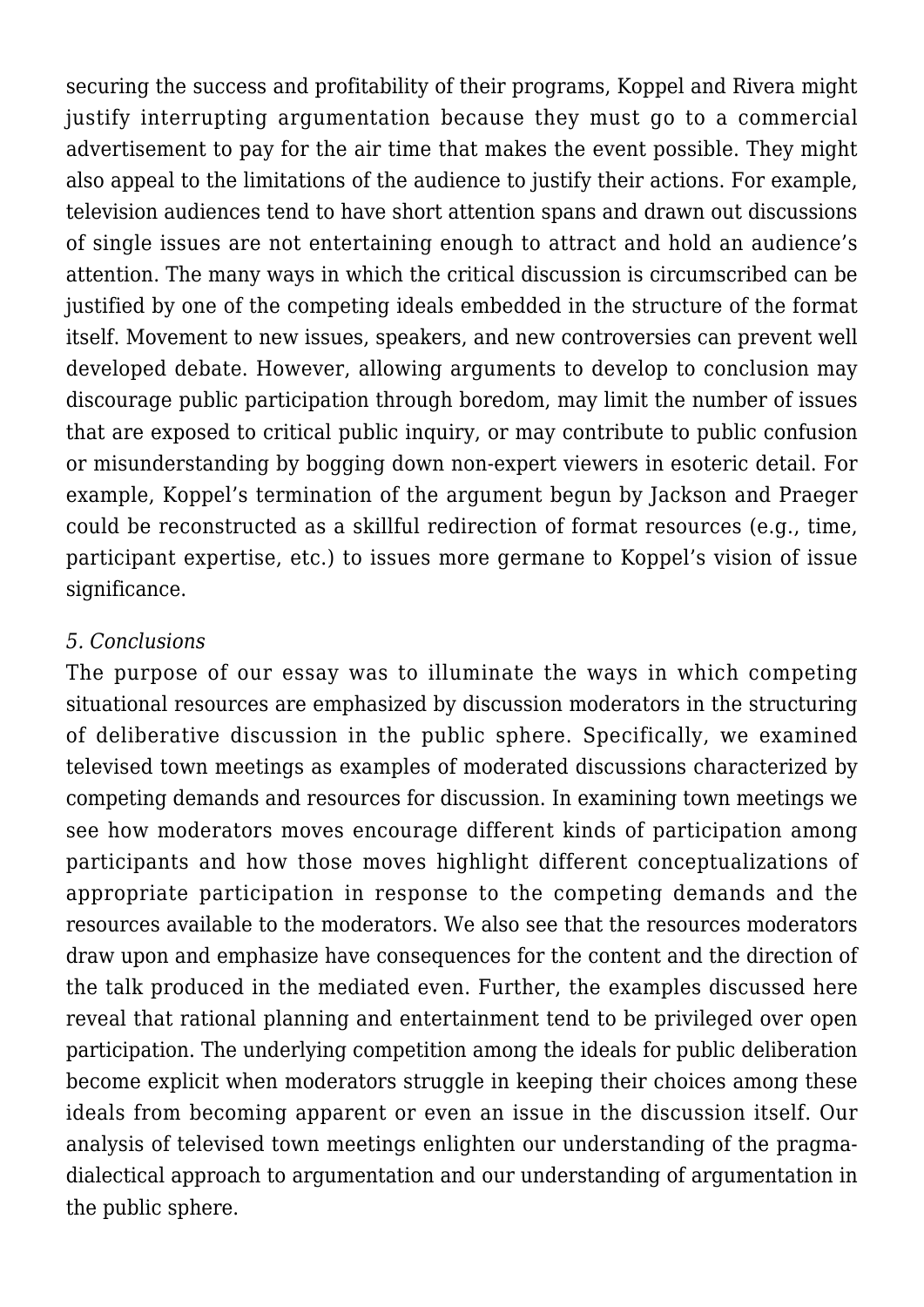securing the success and profitability of their programs, Koppel and Rivera might justify interrupting argumentation because they must go to a commercial advertisement to pay for the air time that makes the event possible. They might also appeal to the limitations of the audience to justify their actions. For example, television audiences tend to have short attention spans and drawn out discussions of single issues are not entertaining enough to attract and hold an audience's attention. The many ways in which the critical discussion is circumscribed can be justified by one of the competing ideals embedded in the structure of the format itself. Movement to new issues, speakers, and new controversies can prevent well developed debate. However, allowing arguments to develop to conclusion may discourage public participation through boredom, may limit the number of issues that are exposed to critical public inquiry, or may contribute to public confusion or misunderstanding by bogging down non-expert viewers in esoteric detail. For example, Koppel's termination of the argument begun by Jackson and Praeger could be reconstructed as a skillful redirection of format resources (e.g., time, participant expertise, etc.) to issues more germane to Koppel's vision of issue significance.

*5. Conclusions*

The purpose of our essay was to illuminate the ways in which competing situational resources are emphasized by discussion moderators in the structuring of deliberative discussion in the public sphere. Specifically, we examined televised town meetings as examples of moderated discussions characterized by competing demands and resources for discussion. In examining town meetings we see how moderators moves encourage different kinds of participation among participants and how those moves highlight different conceptualizations of appropriate participation in response to the competing demands and the resources available to the moderators. We also see that the resources moderators draw upon and emphasize have consequences for the content and the direction of the talk produced in the mediated even. Further, the examples discussed here reveal that rational planning and entertainment tend to be privileged over open participation. The underlying competition among the ideals for public deliberation become explicit when moderators struggle in keeping their choices among these ideals from becoming apparent or even an issue in the discussion itself. Our analysis of televised town meetings enlighten our understanding of the pragma-dialectical approach to argumentation and our understanding of argumentation in the public sphere.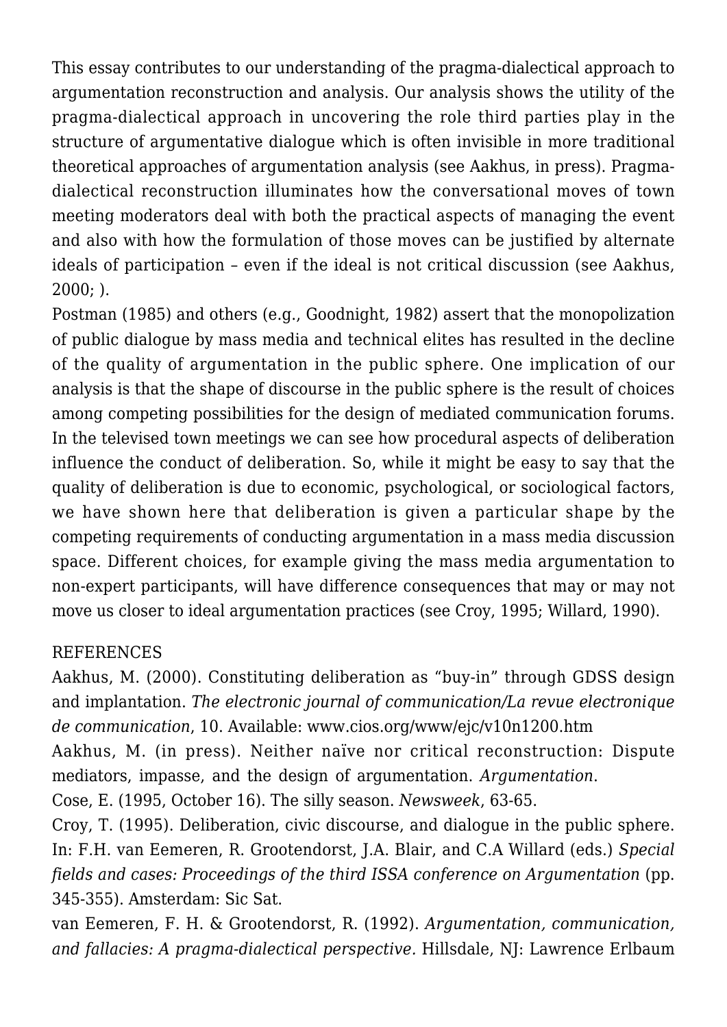This essay contributes to our understanding of the pragma-dialectical approach to argumentation reconstruction and analysis. Our analysis shows the utility of the pragma-dialectical approach in uncovering the role third parties play in the structure of argumentative dialogue which is often invisible in more traditional theoretical approaches of argumentation analysis (see Aakhus, in press). Pragma-dialectical reconstruction illuminates how the conversational moves of town meeting moderators deal with both the practical aspects of managing the event and also with how the formulation of those moves can be justified by alternate ideals of participation – even if the ideal is not critical discussion (see Aakhus, 2000; ).

Postman (1985) and others (e.g., Goodnight, 1982) assert that the monopolization of public dialogue by mass media and technical elites has resulted in the decline of the quality of argumentation in the public sphere. One implication of our analysis is that the shape of discourse in the public sphere is the result of choices among competing possibilities for the design of mediated communication forums. In the televised town meetings we can see how procedural aspects of deliberation influence the conduct of deliberation. So, while it might be easy to say that the quality of deliberation is due to economic, psychological, or sociological factors, we have shown here that deliberation is given a particular shape by the competing requirements of conducting argumentation in a mass media discussion space. Different choices, for example giving the mass media argumentation to non-expert participants, will have difference consequences that may or may not move us closer to ideal argumentation practices (see Croy, 1995; Willard, 1990).

## REFERENCES

Aakhus, M. (2000). Constituting deliberation as "buy-in" through GDSS design and implantation. *The electronic journal of communication/La revue electronique de communication*, 10. Available: www.cios.org/www/ejc/v10n1200.htm

Aakhus, M. (in press). Neither naïve nor critical reconstruction: Dispute mediators, impasse, and the design of argumentation. *Argumentation*.

Cose, E. (1995, October 16). The silly season. *Newsweek*, 63-65.

Croy, T. (1995). Deliberation, civic discourse, and dialogue in the public sphere. In: F.H. van Eemeren, R. Grootendorst, J.A. Blair, and C.A Willard (eds.) *Special fields and cases: Proceedings of the third ISSA conference on Argumentation* (pp. 345-355). Amsterdam: Sic Sat.

van Eemeren, F. H. & Grootendorst, R. (1992). *Argumentation, communication, and fallacies: A pragma-dialectical perspective.* Hillsdale, NJ: Lawrence Erlbaum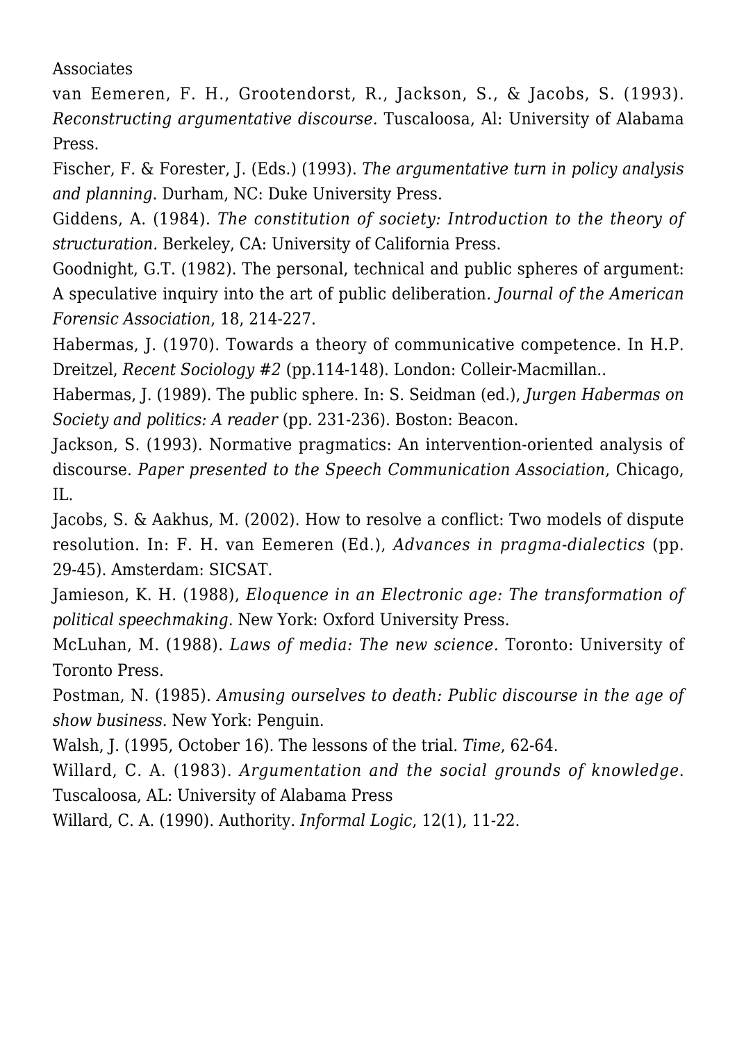Associates

van Eemeren, F. H., Grootendorst, R., Jackson, S., & Jacobs, S. (1993). *Reconstructing argumentative discourse.* Tuscaloosa, Al: University of Alabama Press.

Fischer, F. & Forester, J. (Eds.) (1993). *The argumentative turn in policy analysis and planning.* Durham, NC: Duke University Press.

Giddens, A. (1984). *The constitution of society: Introduction to the theory of structuration.* Berkeley, CA: University of California Press.

Goodnight, G.T. (1982). The personal, technical and public spheres of argument: A speculative inquiry into the art of public deliberation. *Journal of the American Forensic Association*, 18, 214-227.

Habermas, J. (1970). Towards a theory of communicative competence. In H.P. Dreitzel, *Recent Sociology #2* (pp.114-148). London: Colleir-Macmillan..

Habermas, J. (1989). The public sphere. In: S. Seidman (ed.), *Jurgen Habermas on Society and politics: A reader* (pp. 231-236). Boston: Beacon.

Jackson, S. (1993). Normative pragmatics: An intervention-oriented analysis of discourse. *Paper presented to the Speech Communication Association*, Chicago, IL.

Jacobs, S. & Aakhus, M. (2002). How to resolve a conflict: Two models of dispute resolution. In: F. H. van Eemeren (Ed.), *Advances in pragma-dialectics* (pp. 29-45). Amsterdam: SICSAT.

Jamieson, K. H. (1988), *Eloquence in an Electronic age: The transformation of political speechmaking.* New York: Oxford University Press.

McLuhan, M. (1988). *Laws of media: The new science.* Toronto: University of Toronto Press.

Postman, N. (1985). *Amusing ourselves to death: Public discourse in the age of show business.* New York: Penguin.

Walsh, J. (1995, October 16). The lessons of the trial. *Time*, 62-64.

Willard, C. A. (1983). *Argumentation and the social grounds of knowledge*. Tuscaloosa, AL: University of Alabama Press

Willard, C. A. (1990). Authority. *Informal Logic*, 12(1), 11-22.